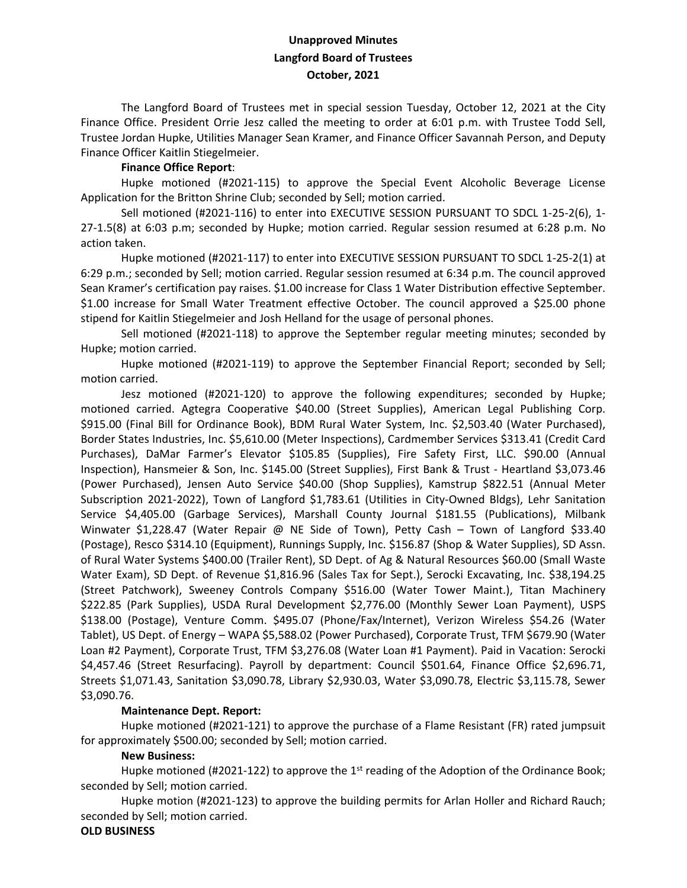# Unapproved Minutes
## Langford Board of Trustees
## October, 2021

The Langford Board of Trustees met in special session Tuesday, October 12, 2021 at the City Finance Office. President Orrie Jesz called the meeting to order at 6:01 p.m. with Trustee Todd Sell, Trustee Jordan Hupke, Utilities Manager Sean Kramer, and Finance Officer Savannah Person, and Deputy Finance Officer Kaitlin Stiegelmeier.

**Finance Office Report**:

Hupke motioned (#2021-115) to approve the Special Event Alcoholic Beverage License Application for the Britton Shrine Club; seconded by Sell; motion carried.

Sell motioned (#2021-116) to enter into EXECUTIVE SESSION PURSUANT TO SDCL 1-25-2(6), 1-27-1.5(8) at 6:03 p.m; seconded by Hupke; motion carried. Regular session resumed at 6:28 p.m. No action taken.

Hupke motioned (#2021-117) to enter into EXECUTIVE SESSION PURSUANT TO SDCL 1-25-2(1) at 6:29 p.m.; seconded by Sell; motion carried. Regular session resumed at 6:34 p.m. The council approved Sean Kramer's certification pay raises. $1.00 increase for Class 1 Water Distribution effective September. $1.00 increase for Small Water Treatment effective October. The council approved a $25.00 phone stipend for Kaitlin Stiegelmeier and Josh Helland for the usage of personal phones.

Sell motioned (#2021-118) to approve the September regular meeting minutes; seconded by Hupke; motion carried.

Hupke motioned (#2021-119) to approve the September Financial Report; seconded by Sell; motion carried.

Jesz motioned (#2021-120) to approve the following expenditures; seconded by Hupke; motioned carried. Agtegra Cooperative $40.00 (Street Supplies), American Legal Publishing Corp. $915.00 (Final Bill for Ordinance Book), BDM Rural Water System, Inc. $2,503.40 (Water Purchased), Border States Industries, Inc. $5,610.00 (Meter Inspections), Cardmember Services $313.41 (Credit Card Purchases), DaMar Farmer's Elevator $105.85 (Supplies), Fire Safety First, LLC. $90.00 (Annual Inspection), Hansmeier & Son, Inc. $145.00 (Street Supplies), First Bank & Trust - Heartland $3,073.46 (Power Purchased), Jensen Auto Service $40.00 (Shop Supplies), Kamstrup $822.51 (Annual Meter Subscription 2021-2022), Town of Langford $1,783.61 (Utilities in City-Owned Bldgs), Lehr Sanitation Service $4,405.00 (Garbage Services), Marshall County Journal $181.55 (Publications), Milbank Winwater $1,228.47 (Water Repair @ NE Side of Town), Petty Cash – Town of Langford $33.40 (Postage), Resco $314.10 (Equipment), Runnings Supply, Inc. $156.87 (Shop & Water Supplies), SD Assn. of Rural Water Systems $400.00 (Trailer Rent), SD Dept. of Ag & Natural Resources $60.00 (Small Waste Water Exam), SD Dept. of Revenue $1,816.96 (Sales Tax for Sept.), Serocki Excavating, Inc. $38,194.25 (Street Patchwork), Sweeney Controls Company $516.00 (Water Tower Maint.), Titan Machinery $222.85 (Park Supplies), USDA Rural Development $2,776.00 (Monthly Sewer Loan Payment), USPS $138.00 (Postage), Venture Comm. $495.07 (Phone/Fax/Internet), Verizon Wireless $54.26 (Water Tablet), US Dept. of Energy – WAPA $5,588.02 (Power Purchased), Corporate Trust, TFM $679.90 (Water Loan #2 Payment), Corporate Trust, TFM $3,276.08 (Water Loan #1 Payment). Paid in Vacation: Serocki $4,457.46 (Street Resurfacing). Payroll by department: Council $501.64, Finance Office $2,696.71, Streets $1,071.43, Sanitation $3,090.78, Library $2,930.03, Water $3,090.78, Electric $3,115.78, Sewer $3,090.76.

**Maintenance Dept. Report:**

Hupke motioned (#2021-121) to approve the purchase of a Flame Resistant (FR) rated jumpsuit for approximately $500.00; seconded by Sell; motion carried.

**New Business:**

Hupke motioned (#2021-122) to approve the 1st reading of the Adoption of the Ordinance Book; seconded by Sell; motion carried.

Hupke motion (#2021-123) to approve the building permits for Arlan Holler and Richard Rauch; seconded by Sell; motion carried.

**OLD BUSINESS**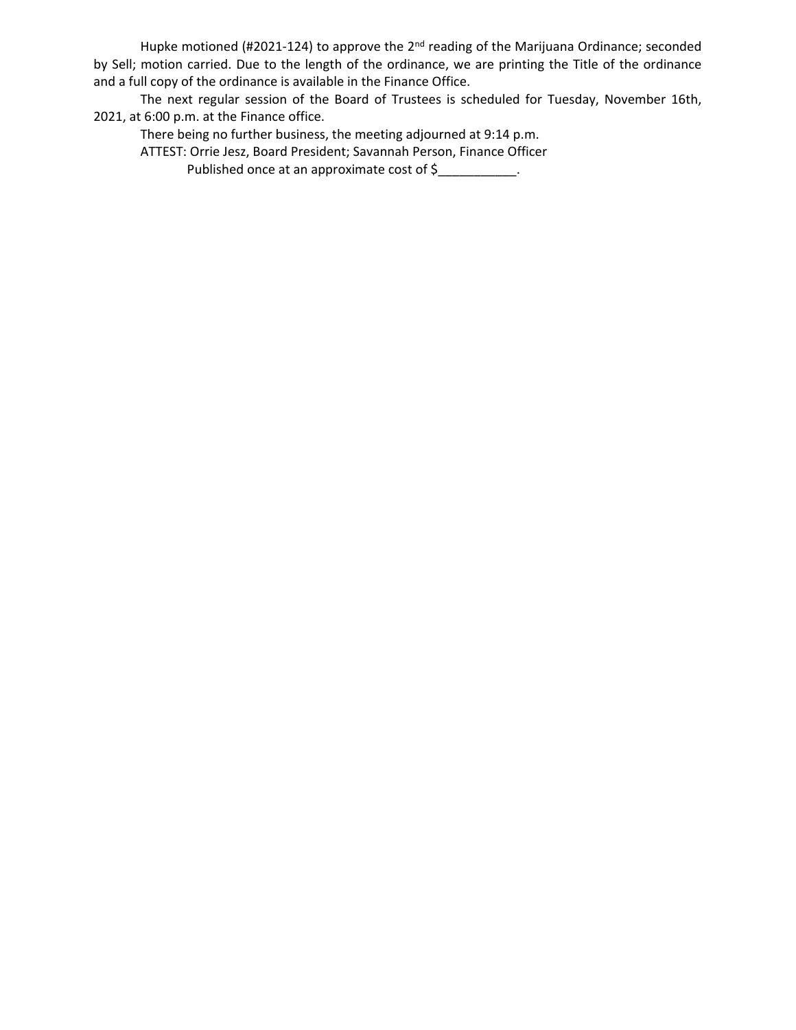Hupke motioned (#2021-124) to approve the 2nd reading of the Marijuana Ordinance; seconded by Sell; motion carried. Due to the length of the ordinance, we are printing the Title of the ordinance and a full copy of the ordinance is available in the Finance Office.

The next regular session of the Board of Trustees is scheduled for Tuesday, November 16th, 2021, at 6:00 p.m. at the Finance office.

There being no further business, the meeting adjourned at 9:14 p.m.

ATTEST: Orrie Jesz, Board President; Savannah Person, Finance Officer

Published once at an approximate cost of $___________.